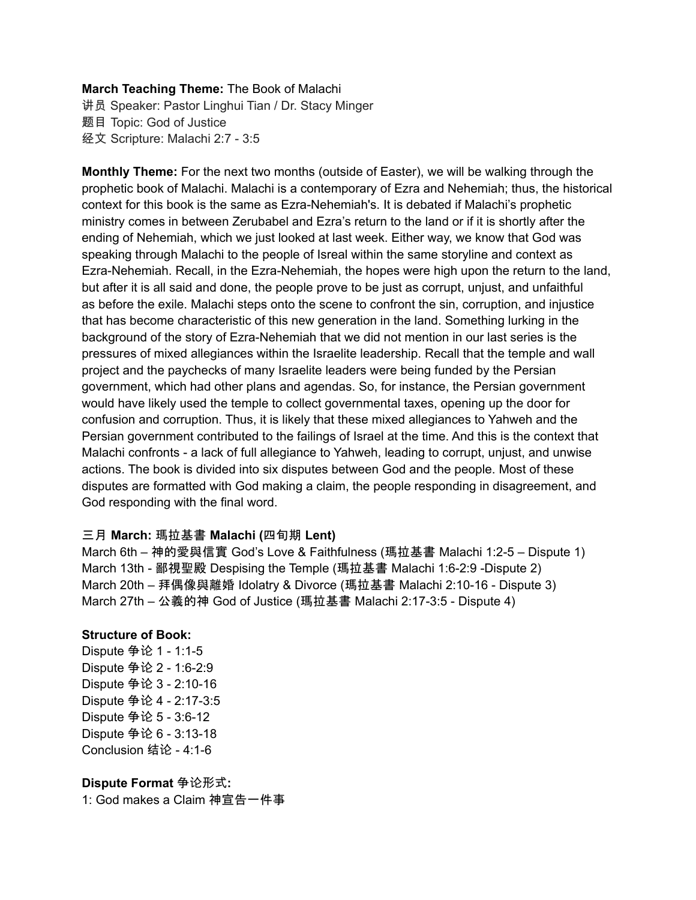**March Teaching Theme:** The Book of Malachi
讲员 Speaker: Pastor Linghui Tian / Dr. Stacy Minger
题目 Topic: God of Justice
经文 Scripture: Malachi 2:7 - 3:5

**Monthly Theme:** For the next two months (outside of Easter), we will be walking through the prophetic book of Malachi. Malachi is a contemporary of Ezra and Nehemiah; thus, the historical context for this book is the same as Ezra-Nehemiah's. It is debated if Malachi's prophetic ministry comes in between Zerubabel and Ezra's return to the land or if it is shortly after the ending of Nehemiah, which we just looked at last week. Either way, we know that God was speaking through Malachi to the people of Isreal within the same storyline and context as Ezra-Nehemiah. Recall, in the Ezra-Nehemiah, the hopes were high upon the return to the land, but after it is all said and done, the people prove to be just as corrupt, unjust, and unfaithful as before the exile. Malachi steps onto the scene to confront the sin, corruption, and injustice that has become characteristic of this new generation in the land. Something lurking in the background of the story of Ezra-Nehemiah that we did not mention in our last series is the pressures of mixed allegiances within the Israelite leadership. Recall that the temple and wall project and the paychecks of many Israelite leaders were being funded by the Persian government, which had other plans and agendas. So, for instance, the Persian government would have likely used the temple to collect governmental taxes, opening up the door for confusion and corruption. Thus, it is likely that these mixed allegiances to Yahweh and the Persian government contributed to the failings of Israel at the time. And this is the context that Malachi confronts - a lack of full allegiance to Yahweh, leading to corrupt, unjust, and unwise actions. The book is divided into six disputes between God and the people. Most of these disputes are formatted with God making a claim, the people responding in disagreement, and God responding with the final word.

三月 **March:** **瑪拉基書 Malachi (四旬期 Lent)**
March 6th – 神的愛與信實 God's Love & Faithfulness (瑪拉基書 Malachi 1:2-5 – Dispute 1)
March 13th - 鄙視聖殿 Despising the Temple (瑪拉基書 Malachi 1:6-2:9 -Dispute 2)
March 20th – 拜偶像與離婚 Idolatry & Divorce (瑪拉基書 Malachi 2:10-16 - Dispute 3)
March 27th – 公義的神 God of Justice (瑪拉基書 Malachi 2:17-3:5 - Dispute 4)

**Structure of Book:**
Dispute 争论 1 - 1:1-5
Dispute 争论 2 - 1:6-2:9
Dispute 争论 3 - 2:10-16
Dispute 争论 4 - 2:17-3:5
Dispute 争论 5 - 3:6-12
Dispute 争论 6 - 3:13-18
Conclusion 结论 - 4:1-6

**Dispute Format 争论形式:**
1: God makes a Claim 神宣告一件事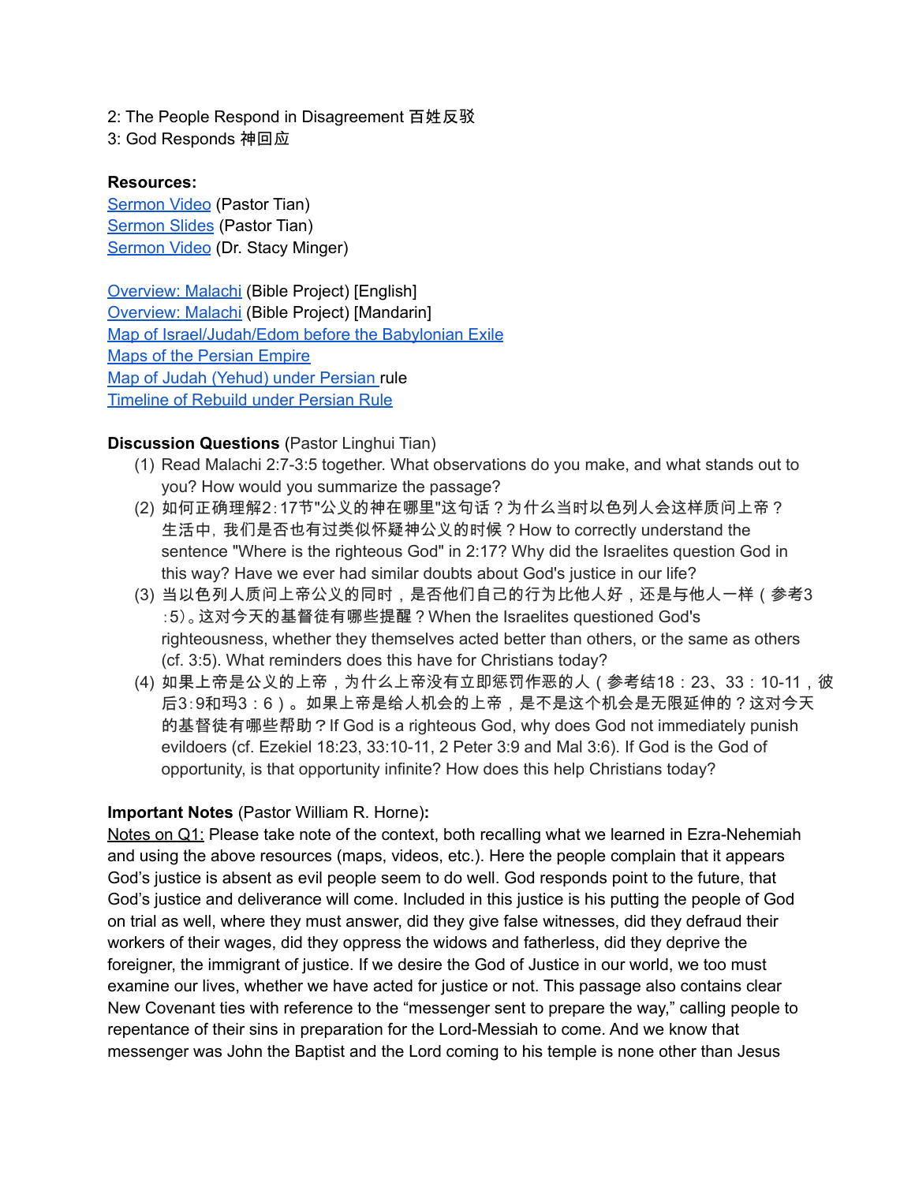2: The People Respond in Disagreement 百姓反驳
3: God Responds 神回应

**Resources:**
Sermon Video (Pastor Tian)
Sermon Slides (Pastor Tian)
Sermon Video (Dr. Stacy Minger)

Overview: Malachi (Bible Project) [English]
Overview: Malachi (Bible Project) [Mandarin]
Map of Israel/Judah/Edom before the Babylonian Exile
Maps of the Persian Empire
Map of Judah (Yehud) under Persian rule
Timeline of Rebuild under Persian Rule

**Discussion Questions** (Pastor Linghui Tian)

1. Read Malachi 2:7-3:5 together. What observations do you make, and what stands out to you? How would you summarize the passage?
2. 如何正确理解2:17节"公义的神在哪里"这句话？为什么当时以色列人会这样质问上帝？生活中，我们是否也有过类似怀疑神公义的时候？How to correctly understand the sentence "Where is the righteous God" in 2:17? Why did the Israelites question God in this way? Have we ever had similar doubts about God's justice in our life?
3. 当以色列人质问上帝公义的同时，是否他们自己的行为比他人好，还是与他人一样（参考3:5)。这对今天的基督徒有哪些提醒？When the Israelites questioned God's righteousness, whether they themselves acted better than others, or the same as others (cf. 3:5). What reminders does this have for Christians today?
4. 如果上帝是公义的上帝，为什么上帝没有立即惩罚作恶的人（参考结18：23、33：10-11，彼后3:9和玛3：6）。如果上帝是给人机会的上帝，是不是这个机会是无限延伸的？这对今天的基督徒有哪些帮助？If God is a righteous God, why does God not immediately punish evildoers (cf. Ezekiel 18:23, 33:10-11, 2 Peter 3:9 and Mal 3:6). If God is the God of opportunity, is that opportunity infinite? How does this help Christians today?

**Important Notes** (Pastor William R. Horne)**:**
Notes on Q1: Please take note of the context, both recalling what we learned in Ezra-Nehemiah and using the above resources (maps, videos, etc.). Here the people complain that it appears God's justice is absent as evil people seem to do well. God responds point to the future, that God's justice and deliverance will come. Included in this justice is his putting the people of God on trial as well, where they must answer, did they give false witnesses, did they defraud their workers of their wages, did they oppress the widows and fatherless, did they deprive the foreigner, the immigrant of justice. If we desire the God of Justice in our world, we too must examine our lives, whether we have acted for justice or not. This passage also contains clear New Covenant ties with reference to the "messenger sent to prepare the way," calling people to repentance of their sins in preparation for the Lord-Messiah to come. And we know that messenger was John the Baptist and the Lord coming to his temple is none other than Jesus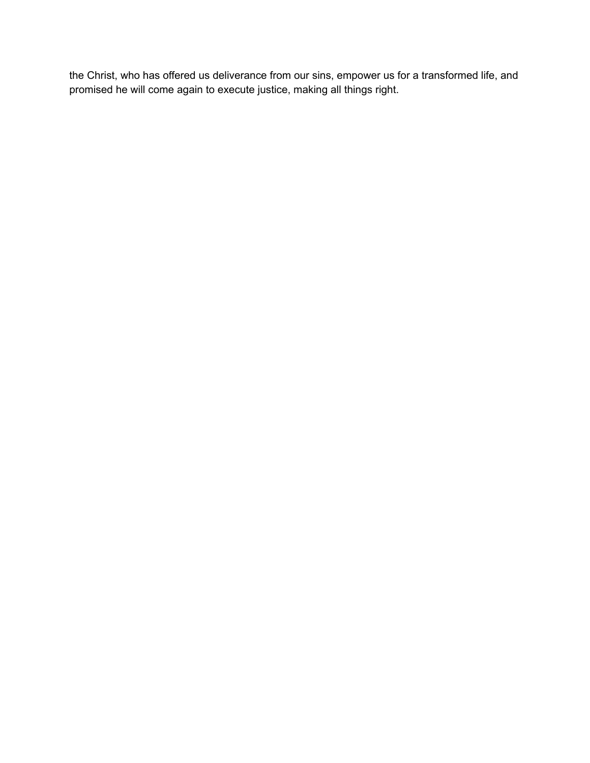the Christ, who has offered us deliverance from our sins, empower us for a transformed life, and promised he will come again to execute justice, making all things right.